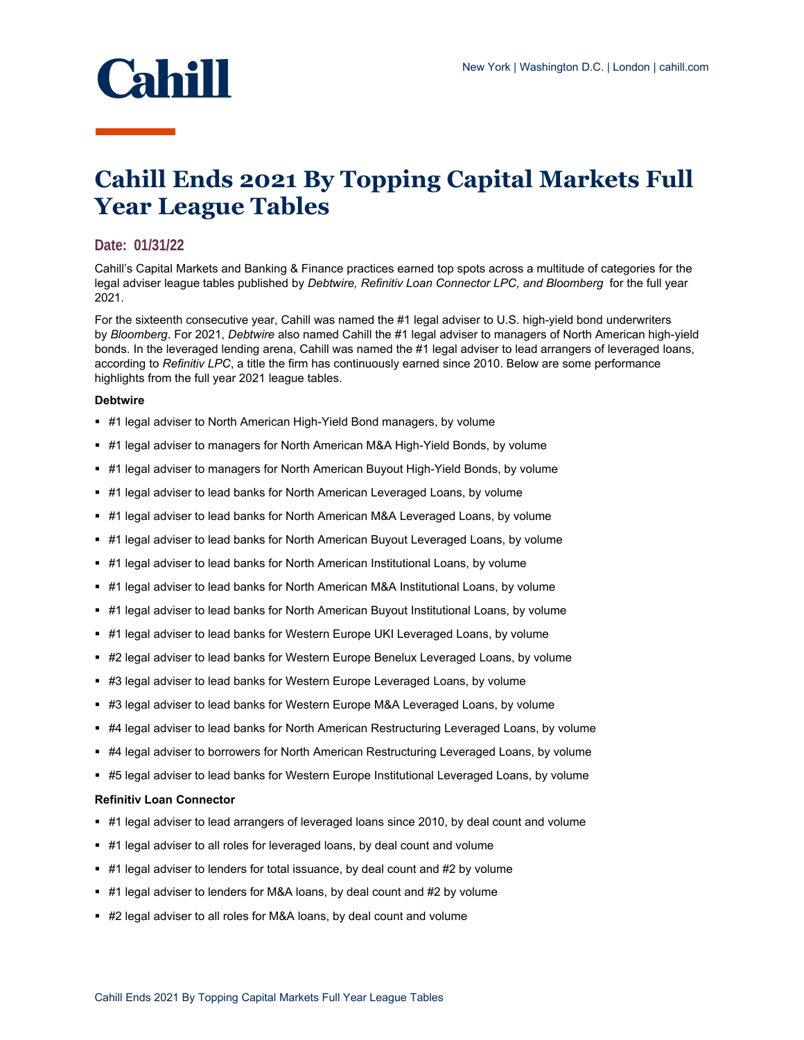Cahill

New York | Washington D.C. | London | cahill.com

# Cahill Ends 2021 By Topping Capital Markets Full Year League Tables

**Date: 01/31/22**

Cahill's Capital Markets and Banking & Finance practices earned top spots across a multitude of categories for the legal adviser league tables published by *Debtwire, Refinitiv Loan Connector LPC, and Bloomberg* for the full year 2021.

For the sixteenth consecutive year, Cahill was named the #1 legal adviser to U.S. high-yield bond underwriters by *Bloomberg*. For 2021, *Debtwire* also named Cahill the #1 legal adviser to managers of North American high-yield bonds. In the leveraged lending arena, Cahill was named the #1 legal adviser to lead arrangers of leveraged loans, according to *Refinitiv LPC*, a title the firm has continuously earned since 2010. Below are some performance highlights from the full year 2021 league tables.

**Debtwire**

- #1 legal adviser to North American High-Yield Bond managers, by volume
- #1 legal adviser to managers for North American M&A High-Yield Bonds, by volume
- #1 legal adviser to managers for North American Buyout High-Yield Bonds, by volume
- #1 legal adviser to lead banks for North American Leveraged Loans, by volume
- #1 legal adviser to lead banks for North American M&A Leveraged Loans, by volume
- #1 legal adviser to lead banks for North American Buyout Leveraged Loans, by volume
- #1 legal adviser to lead banks for North American Institutional Loans, by volume
- #1 legal adviser to lead banks for North American M&A Institutional Loans, by volume
- #1 legal adviser to lead banks for North American Buyout Institutional Loans, by volume
- #1 legal adviser to lead banks for Western Europe UKI Leveraged Loans, by volume
- #2 legal adviser to lead banks for Western Europe Benelux Leveraged Loans, by volume
- #3 legal adviser to lead banks for Western Europe Leveraged Loans, by volume
- #3 legal adviser to lead banks for Western Europe M&A Leveraged Loans, by volume
- #4 legal adviser to lead banks for North American Restructuring Leveraged Loans, by volume
- #4 legal adviser to borrowers for North American Restructuring Leveraged Loans, by volume
- #5 legal adviser to lead banks for Western Europe Institutional Leveraged Loans, by volume

**Refinitiv Loan Connector**

- #1 legal adviser to lead arrangers of leveraged loans since 2010, by deal count and volume
- #1 legal adviser to all roles for leveraged loans, by deal count and volume
- #1 legal adviser to lenders for total issuance, by deal count and #2 by volume
- #1 legal adviser to lenders for M&A loans, by deal count and #2 by volume
- #2 legal adviser to all roles for M&A loans, by deal count and volume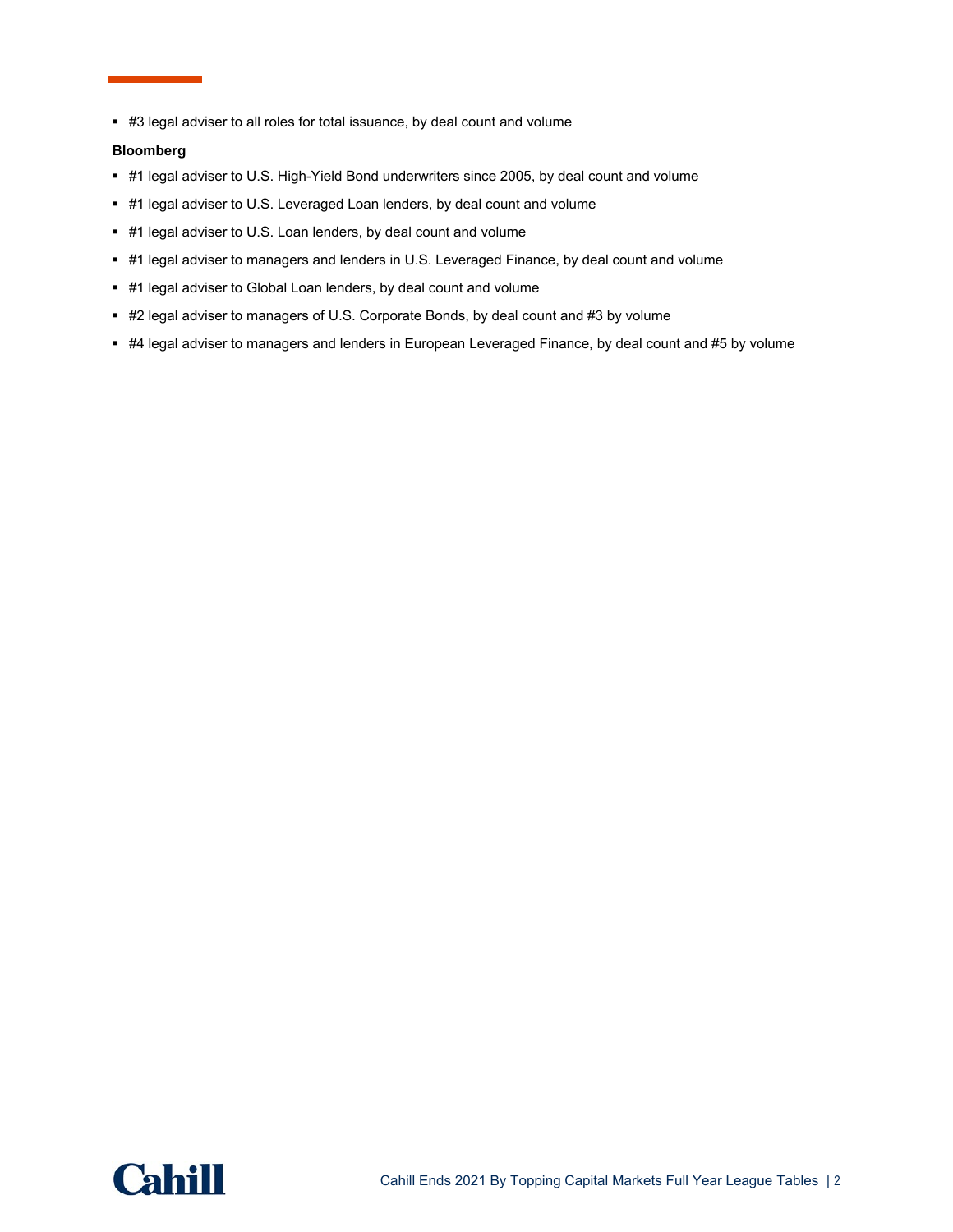- #3 legal adviser to all roles for total issuance, by deal count and volume

**Bloomberg**

- #1 legal adviser to U.S. High-Yield Bond underwriters since 2005, by deal count and volume
- #1 legal adviser to U.S. Leveraged Loan lenders, by deal count and volume
- #1 legal adviser to U.S. Loan lenders, by deal count and volume
- #1 legal adviser to managers and lenders in U.S. Leveraged Finance, by deal count and volume
- #1 legal adviser to Global Loan lenders, by deal count and volume
- #2 legal adviser to managers of U.S. Corporate Bonds, by deal count and #3 by volume
- #4 legal adviser to managers and lenders in European Leveraged Finance, by deal count and #5 by volume